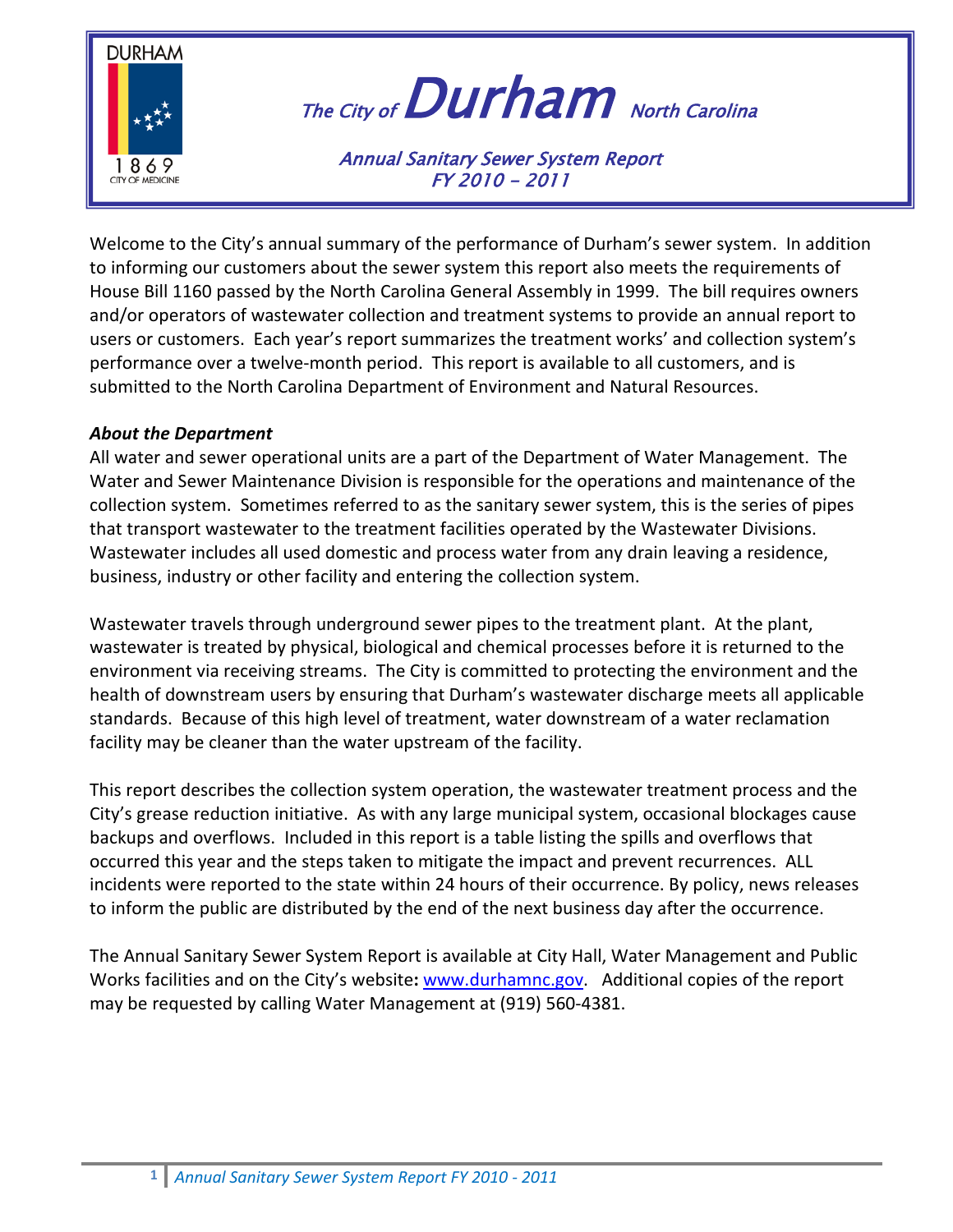# The City of Durham North Carolina

## Annual Sanitary Sewer System Report FY 2010 – 2011

Welcome to the City's annual summary of the performance of Durham's sewer system. In addition to informing our customers about the sewer system this report also meets the requirements of House Bill 1160 passed by the North Carolina General Assembly in 1999. The bill requires owners and/or operators of wastewater collection and treatment systems to provide an annual report to users or customers. Each year's report summarizes the treatment works' and collection system's performance over a twelve-month period. This report is available to all customers, and is submitted to the North Carolina Department of Environment and Natural Resources.

***About the Department***

All water and sewer operational units are a part of the Department of Water Management. The Water and Sewer Maintenance Division is responsible for the operations and maintenance of the collection system. Sometimes referred to as the sanitary sewer system, this is the series of pipes that transport wastewater to the treatment facilities operated by the Wastewater Divisions. Wastewater includes all used domestic and process water from any drain leaving a residence, business, industry or other facility and entering the collection system.

Wastewater travels through underground sewer pipes to the treatment plant. At the plant, wastewater is treated by physical, biological and chemical processes before it is returned to the environment via receiving streams. The City is committed to protecting the environment and the health of downstream users by ensuring that Durham's wastewater discharge meets all applicable standards. Because of this high level of treatment, water downstream of a water reclamation facility may be cleaner than the water upstream of the facility.

This report describes the collection system operation, the wastewater treatment process and the City's grease reduction initiative. As with any large municipal system, occasional blockages cause backups and overflows. Included in this report is a table listing the spills and overflows that occurred this year and the steps taken to mitigate the impact and prevent recurrences. ALL incidents were reported to the state within 24 hours of their occurrence. By policy, news releases to inform the public are distributed by the end of the next business day after the occurrence.

The Annual Sanitary Sewer System Report is available at City Hall, Water Management and Public Works facilities and on the City's website**:** www.durhamnc.gov. Additional copies of the report may be requested by calling Water Management at (919) 560-4381.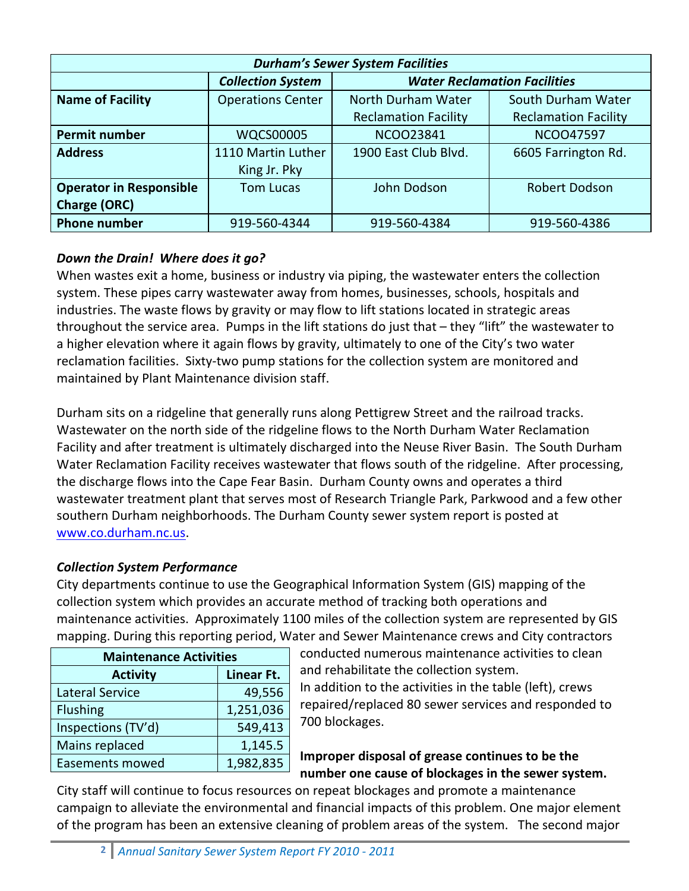| *Durham's Sewer System Facilities* | | | |
|---|---|---|---|
| | *Collection System* | *Water Reclamation Facilities* | |
| **Name of Facility** | Operations Center | North Durham Water Reclamation Facility | South Durham Water Reclamation Facility |
| **Permit number** | WQCS00005 | NCOO23841 | NCOO47597 |
| **Address** | 1110 Martin Luther King Jr. Pky | 1900 East Club Blvd. | 6605 Farrington Rd. |
| **Operator in Responsible Charge (ORC)** | Tom Lucas | John Dodson | Robert Dodson |
| **Phone number** | 919-560-4344 | 919-560-4384 | 919-560-4386 |

### *Down the Drain! Where does it go?*

When wastes exit a home, business or industry via piping, the wastewater enters the collection system. These pipes carry wastewater away from homes, businesses, schools, hospitals and industries. The waste flows by gravity or may flow to lift stations located in strategic areas throughout the service area. Pumps in the lift stations do just that – they "lift" the wastewater to a higher elevation where it again flows by gravity, ultimately to one of the City's two water reclamation facilities. Sixty-two pump stations for the collection system are monitored and maintained by Plant Maintenance division staff.

Durham sits on a ridgeline that generally runs along Pettigrew Street and the railroad tracks. Wastewater on the north side of the ridgeline flows to the North Durham Water Reclamation Facility and after treatment is ultimately discharged into the Neuse River Basin. The South Durham Water Reclamation Facility receives wastewater that flows south of the ridgeline. After processing, the discharge flows into the Cape Fear Basin. Durham County owns and operates a third wastewater treatment plant that serves most of Research Triangle Park, Parkwood and a few other southern Durham neighborhoods. The Durham County sewer system report is posted at www.co.durham.nc.us.

### *Collection System Performance*

City departments continue to use the Geographical Information System (GIS) mapping of the collection system which provides an accurate method of tracking both operations and maintenance activities. Approximately 1100 miles of the collection system are represented by GIS mapping. During this reporting period, Water and Sewer Maintenance crews and City contractors conducted numerous maintenance activities to clean and rehabilitate the collection system.

| Maintenance Activities | |
|---|---|
| **Activity** | **Linear Ft.** |
| Lateral Service | 49,556 |
| Flushing | 1,251,036 |
| Inspections (TV'd) | 549,413 |
| Mains replaced | 1,145.5 |
| Easements mowed | 1,982,835 |

In addition to the activities in the table (left), crews repaired/replaced 80 sewer services and responded to 700 blockages.

**Improper disposal of grease continues to be the number one cause of blockages in the sewer system.** City staff will continue to focus resources on repeat blockages and promote a maintenance campaign to alleviate the environmental and financial impacts of this problem. One major element of the program has been an extensive cleaning of problem areas of the system. The second major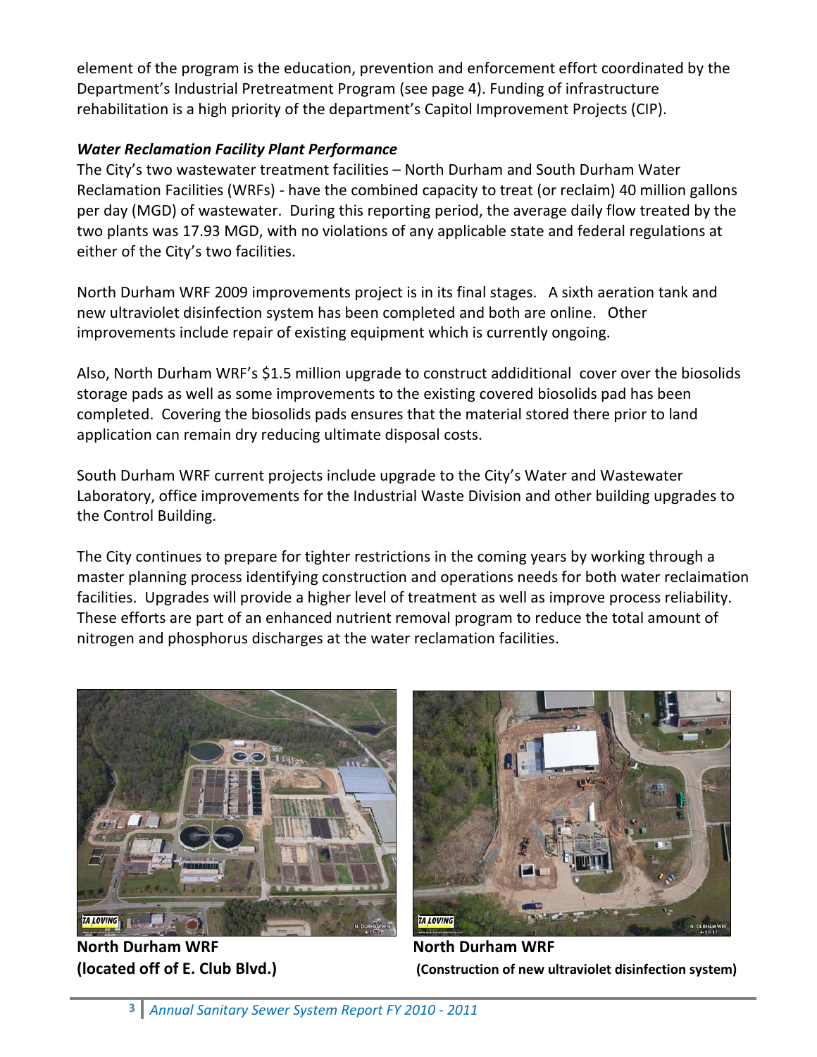element of the program is the education, prevention and enforcement effort coordinated by the Department's Industrial Pretreatment Program (see page 4). Funding of infrastructure rehabilitation is a high priority of the department's Capitol Improvement Projects (CIP).

***Water Reclamation Facility Plant Performance***

The City's two wastewater treatment facilities – North Durham and South Durham Water Reclamation Facilities (WRFs) - have the combined capacity to treat (or reclaim) 40 million gallons per day (MGD) of wastewater. During this reporting period, the average daily flow treated by the two plants was 17.93 MGD, with no violations of any applicable state and federal regulations at either of the City's two facilities.

North Durham WRF 2009 improvements project is in its final stages. A sixth aeration tank and new ultraviolet disinfection system has been completed and both are online. Other improvements include repair of existing equipment which is currently ongoing.

Also, North Durham WRF's $1.5 million upgrade to construct addiditional cover over the biosolids storage pads as well as some improvements to the existing covered biosolids pad has been completed. Covering the biosolids pads ensures that the material stored there prior to land application can remain dry reducing ultimate disposal costs.

South Durham WRF current projects include upgrade to the City's Water and Wastewater Laboratory, office improvements for the Industrial Waste Division and other building upgrades to the Control Building.

The City continues to prepare for tighter restrictions in the coming years by working through a master planning process identifying construction and operations needs for both water reclamation facilities. Upgrades will provide a higher level of treatment as well as improve process reliability. These efforts are part of an enhanced nutrient removal program to reduce the total amount of nitrogen and phosphorus discharges at the water reclamation facilities.

**North Durham WRF**
**(located off of E. Club Blvd.)**

**North Durham WRF**
**(Construction of new ultraviolet disinfection system)**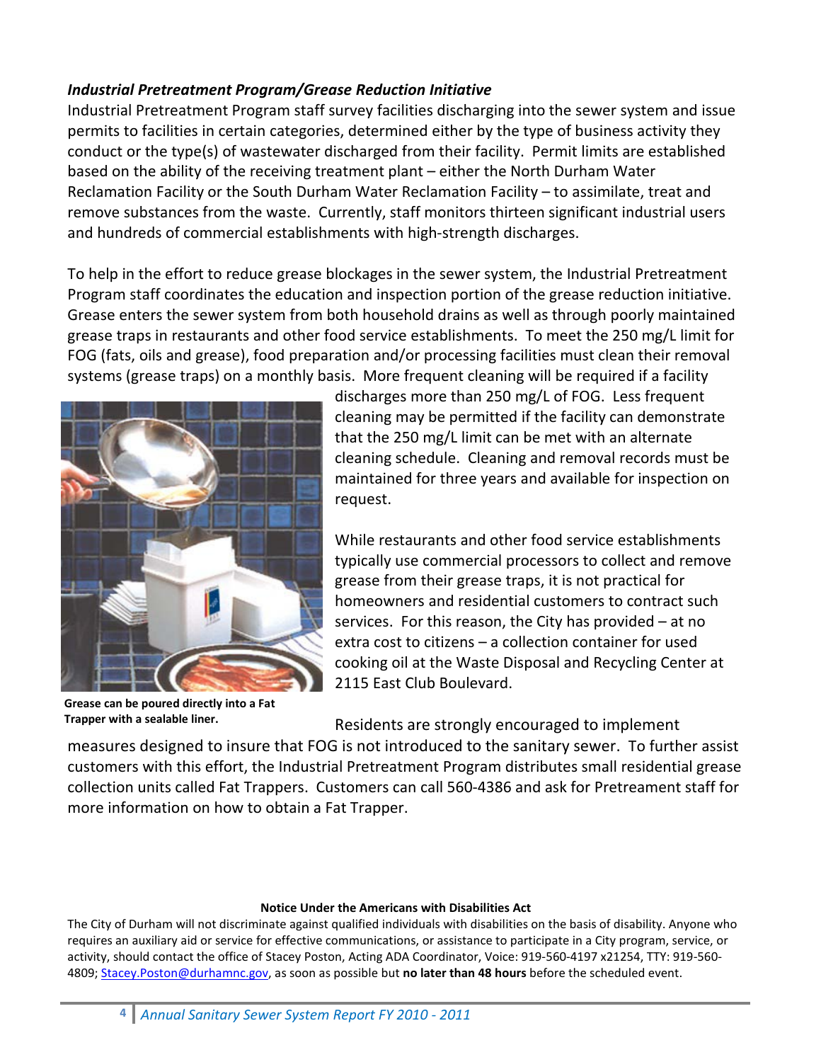### *Industrial Pretreatment Program/Grease Reduction Initiative*

Industrial Pretreatment Program staff survey facilities discharging into the sewer system and issue permits to facilities in certain categories, determined either by the type of business activity they conduct or the type(s) of wastewater discharged from their facility. Permit limits are established based on the ability of the receiving treatment plant – either the North Durham Water Reclamation Facility or the South Durham Water Reclamation Facility – to assimilate, treat and remove substances from the waste. Currently, staff monitors thirteen significant industrial users and hundreds of commercial establishments with high-strength discharges.

To help in the effort to reduce grease blockages in the sewer system, the Industrial Pretreatment Program staff coordinates the education and inspection portion of the grease reduction initiative. Grease enters the sewer system from both household drains as well as through poorly maintained grease traps in restaurants and other food service establishments. To meet the 250 mg/L limit for FOG (fats, oils and grease), food preparation and/or processing facilities must clean their removal systems (grease traps) on a monthly basis. More frequent cleaning will be required if a facility discharges more than 250 mg/L of FOG. Less frequent cleaning may be permitted if the facility can demonstrate that the 250 mg/L limit can be met with an alternate cleaning schedule. Cleaning and removal records must be maintained for three years and available for inspection on request.

**Grease can be poured directly into a Fat Trapper with a sealable liner.**

While restaurants and other food service establishments typically use commercial processors to collect and remove grease from their grease traps, it is not practical for homeowners and residential customers to contract such services. For this reason, the City has provided – at no extra cost to citizens – a collection container for used cooking oil at the Waste Disposal and Recycling Center at 2115 East Club Boulevard.

Residents are strongly encouraged to implement measures designed to insure that FOG is not introduced to the sanitary sewer. To further assist customers with this effort, the Industrial Pretreatment Program distributes small residential grease collection units called Fat Trappers. Customers can call 560-4386 and ask for Pretreament staff for more information on how to obtain a Fat Trapper.

**Notice Under the Americans with Disabilities Act**

The City of Durham will not discriminate against qualified individuals with disabilities on the basis of disability. Anyone who requires an auxiliary aid or service for effective communications, or assistance to participate in a City program, service, or activity, should contact the office of Stacey Poston, Acting ADA Coordinator, Voice: 919-560-4197 x21254, TTY: 919-560-4809; Stacey.Poston@durhamnc.gov, as soon as possible but **no later than 48 hours** before the scheduled event.